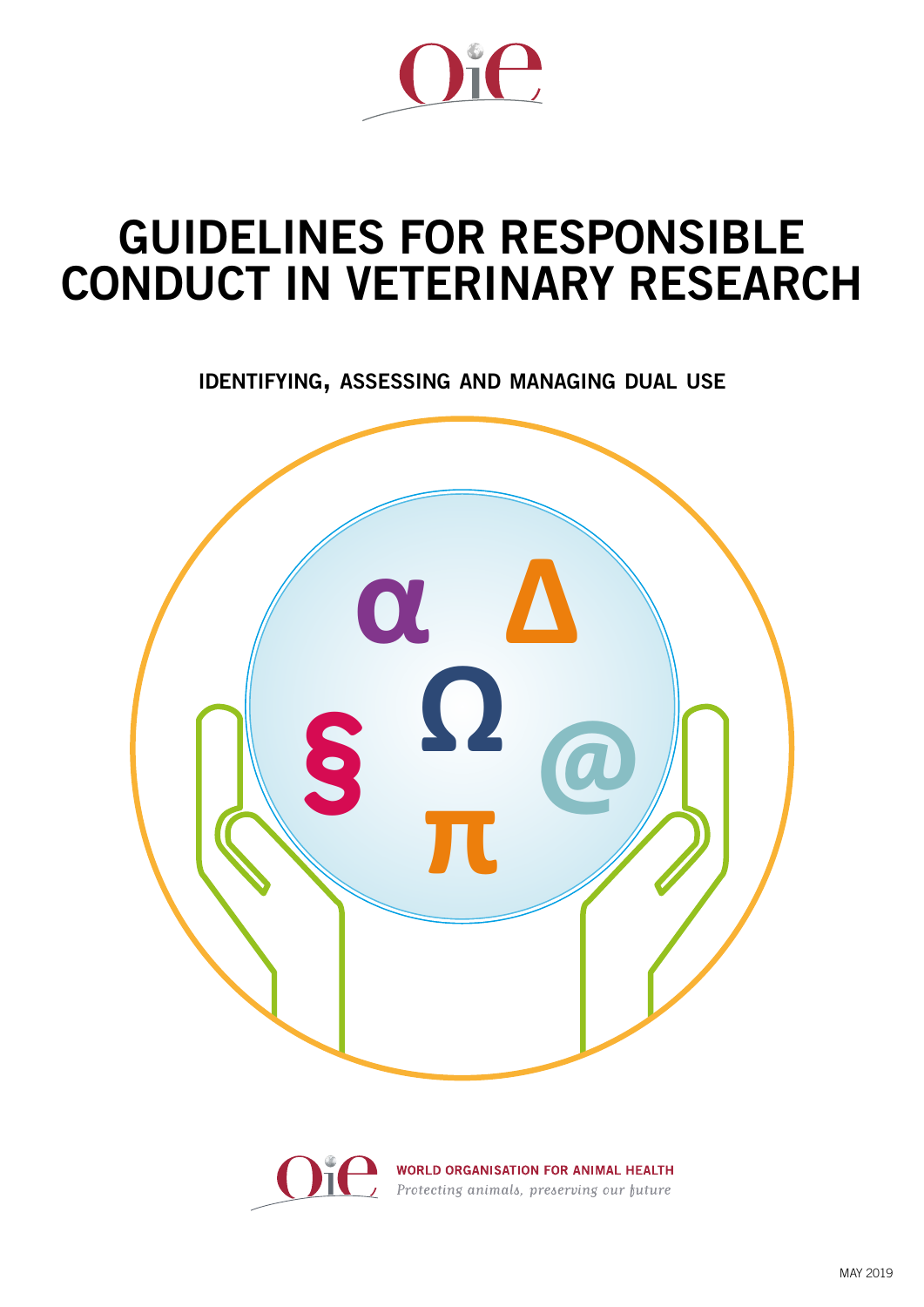# GUIDELINES FOR RESPONSIBLE CONDUCT IN VETERINARY RESEARCH

## IDENTIFYING, ASSESSING AND MANAGING DUAL USE

**WORLD ORGANISATION FOR ANIMAL HEALTH**

*Protecting animals, preserving our future*

MAY 2019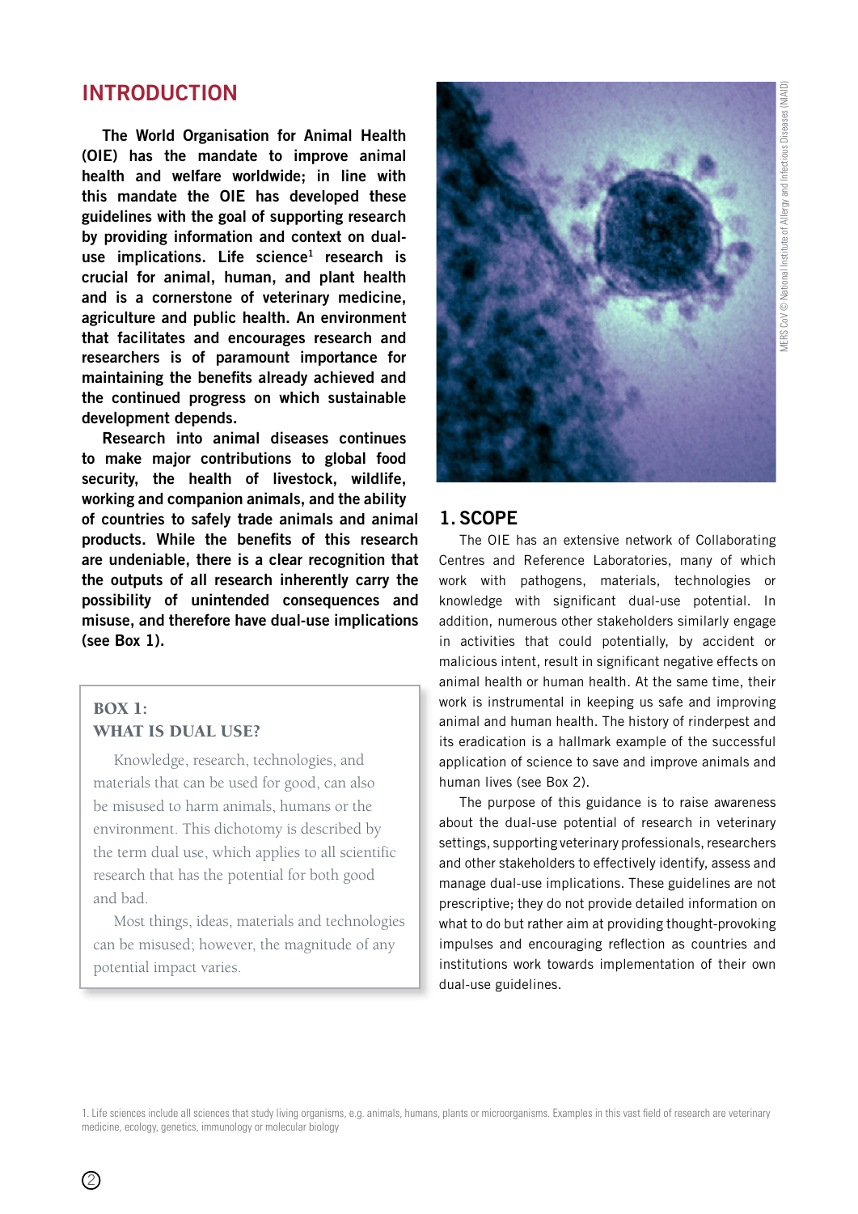## INTRODUCTION

**The World Organisation for Animal Health (OIE) has the mandate to improve animal health and welfare worldwide; in line with this mandate the OIE has developed these guidelines with the goal of supporting research by providing information and context on dual-use implications. Life science[1] research is crucial for animal, human, and plant health and is a cornerstone of veterinary medicine, agriculture and public health. An environment that facilitates and encourages research and researchers is of paramount importance for maintaining the benefits already achieved and the continued progress on which sustainable development depends.**

**Research into animal diseases continues to make major contributions to global food security, the health of livestock, wildlife, working and companion animals, and the ability of countries to safely trade animals and animal products. While the benefits of this research are undeniable, there is a clear recognition that the outputs of all research inherently carry the possibility of unintended consequences and misuse, and therefore have dual-use implications (see Box 1).**

> **BOX 1:**
> **WHAT IS DUAL USE?**
>
> Knowledge, research, technologies, and materials that can be used for good, can also be misused to harm animals, humans or the environment. This dichotomy is described by the term dual use, which applies to all scientific research that has the potential for both good and bad.
>
> Most things, ideas, materials and technologies can be misused; however, the magnitude of any potential impact varies.

MERS CoV © National Institute of Allergy and Infectious Diseases (NIAID)

## 1. SCOPE

The OIE has an extensive network of Collaborating Centres and Reference Laboratories, many of which work with pathogens, materials, technologies or knowledge with significant dual-use potential. In addition, numerous other stakeholders similarly engage in activities that could potentially, by accident or malicious intent, result in significant negative effects on animal health or human health. At the same time, their work is instrumental in keeping us safe and improving animal and human health. The history of rinderpest and its eradication is a hallmark example of the successful application of science to save and improve animals and human lives (see Box 2).

The purpose of this guidance is to raise awareness about the dual-use potential of research in veterinary settings, supporting veterinary professionals, researchers and other stakeholders to effectively identify, assess and manage dual-use implications. These guidelines are not prescriptive; they do not provide detailed information on what to do but rather aim at providing thought-provoking impulses and encouraging reflection as countries and institutions work towards implementation of their own dual-use guidelines.

1. Life sciences include all sciences that study living organisms, e.g. animals, humans, plants or microorganisms. Examples in this vast field of research are veterinary medicine, ecology, genetics, immunology or molecular biology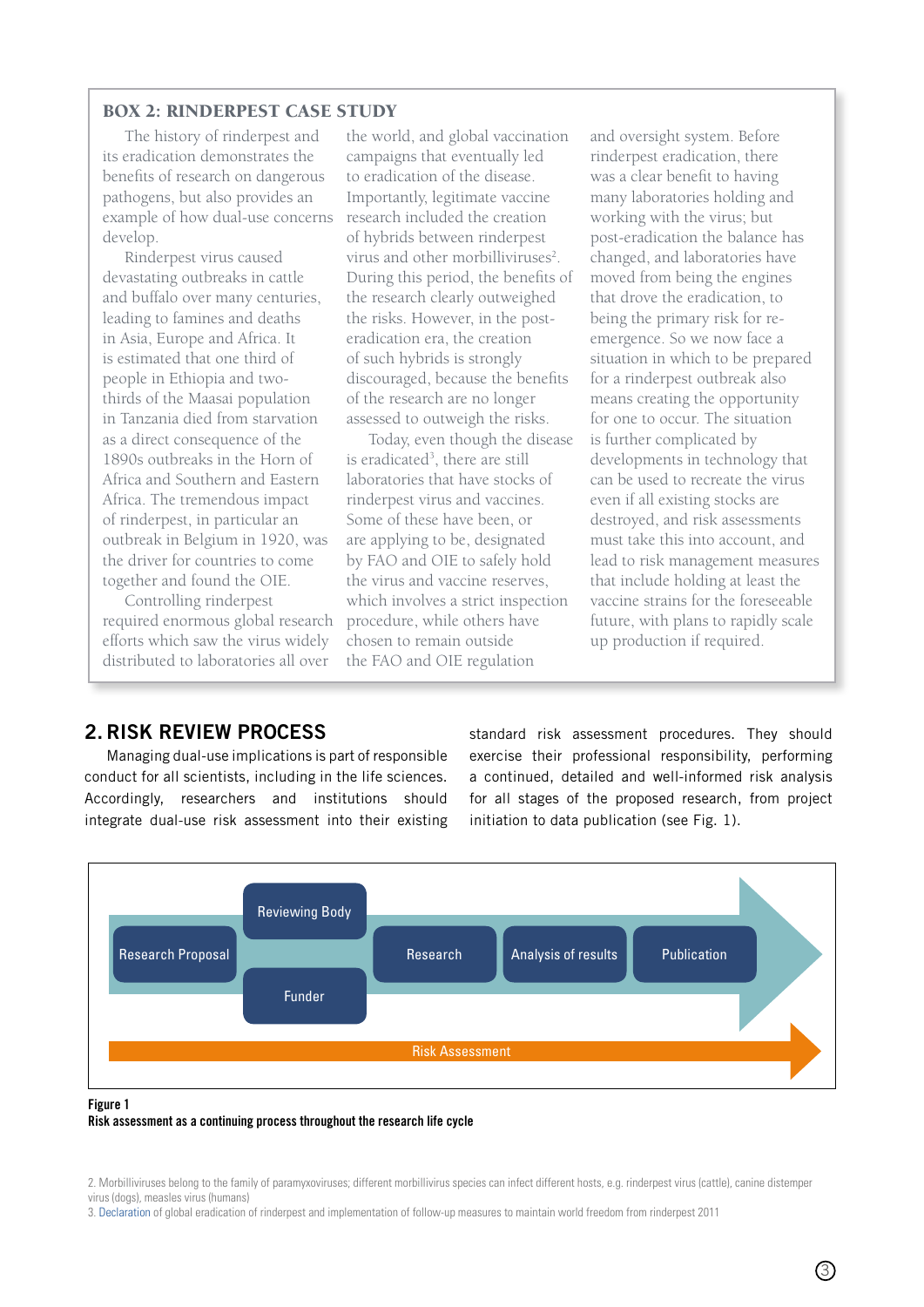### BOX 2: RINDERPEST CASE STUDY

The history of rinderpest and its eradication demonstrates the benefits of research on dangerous pathogens, but also provides an example of how dual-use concerns develop.

Rinderpest virus caused devastating outbreaks in cattle and buffalo over many centuries, leading to famines and deaths in Asia, Europe and Africa. It is estimated that one third of people in Ethiopia and two-thirds of the Maasai population in Tanzania died from starvation as a direct consequence of the 1890s outbreaks in the Horn of Africa and Southern and Eastern Africa. The tremendous impact of rinderpest, in particular an outbreak in Belgium in 1920, was the driver for countries to come together and found the OIE.

Controlling rinderpest required enormous global research efforts which saw the virus widely distributed to laboratories all over the world, and global vaccination campaigns that eventually led to eradication of the disease. Importantly, legitimate vaccine research included the creation of hybrids between rinderpest virus and other morbilliviruses[2]. During this period, the benefits of the research clearly outweighed the risks. However, in the post-eradication era, the creation of such hybrids is strongly discouraged, because the benefits of the research are no longer assessed to outweigh the risks.

Today, even though the disease is eradicated[3], there are still laboratories that have stocks of rinderpest virus and vaccines. Some of these have been, or are applying to be, designated by FAO and OIE to safely hold the virus and vaccine reserves, which involves a strict inspection procedure, while others have chosen to remain outside the FAO and OIE regulation and oversight system. Before rinderpest eradication, there was a clear benefit to having many laboratories holding and working with the virus; but post-eradication the balance has changed, and laboratories have moved from being the engines that drove the eradication, to being the primary risk for re-emergence. So we now face a situation in which to be prepared for a rinderpest outbreak also means creating the opportunity for one to occur. The situation is further complicated by developments in technology that can be used to recreate the virus even if all existing stocks are destroyed, and risk assessments must take this into account, and lead to risk management measures that include holding at least the vaccine strains for the foreseeable future, with plans to rapidly scale up production if required.

## 2. RISK REVIEW PROCESS

Managing dual-use implications is part of responsible conduct for all scientists, including in the life sciences. Accordingly, researchers and institutions should integrate dual-use risk assessment into their existing standard risk assessment procedures. They should exercise their professional responsibility, performing a continued, detailed and well-informed risk analysis for all stages of the proposed research, from project initiation to data publication (see Fig. 1).

Research Proposal → Reviewing Body / Funder → Research → Analysis of results → Publication

Risk Assessment

**Figure 1**
**Risk assessment as a continuing process throughout the research life cycle**

2. Morbilliviruses belong to the family of paramyxoviruses; different morbillivirus species can infect different hosts, e.g. rinderpest virus (cattle), canine distemper virus (dogs), measles virus (humans)

3. Declaration of global eradication of rinderpest and implementation of follow-up measures to maintain world freedom from rinderpest 2011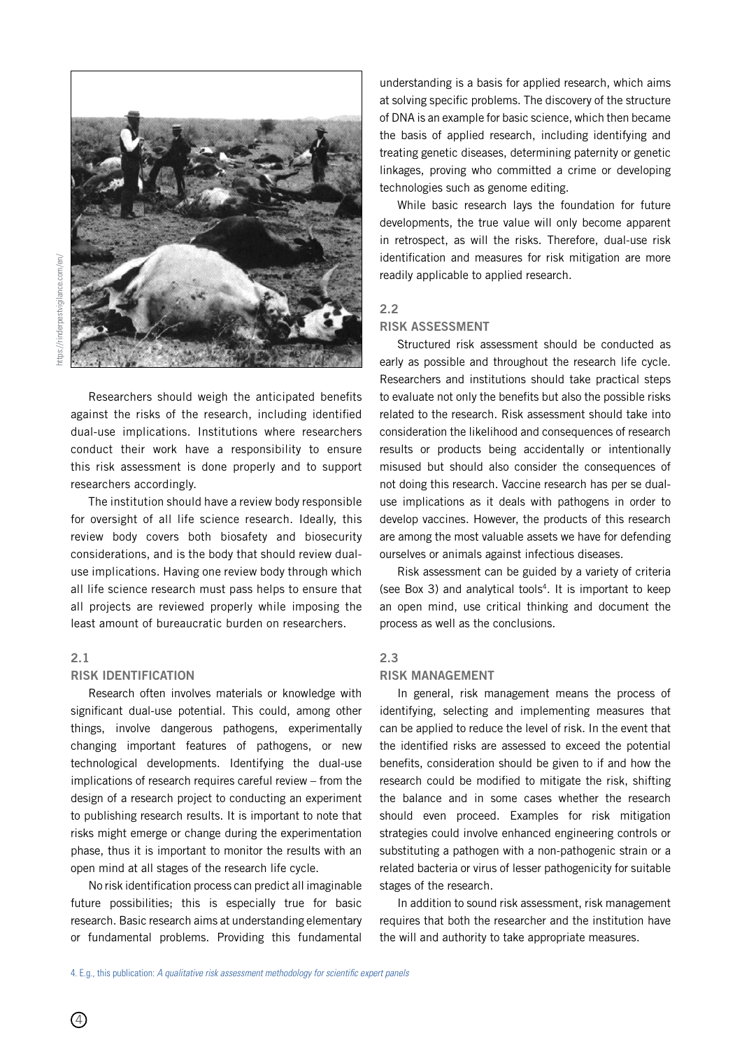Researchers should weigh the anticipated benefits against the risks of the research, including identified dual-use implications. Institutions where researchers conduct their work have a responsibility to ensure this risk assessment is done properly and to support researchers accordingly.

The institution should have a review body responsible for oversight of all life science research. Ideally, this review body covers both biosafety and biosecurity considerations, and is the body that should review dual-use implications. Having one review body through which all life science research must pass helps to ensure that all projects are reviewed properly while imposing the least amount of bureaucratic burden on researchers.

## 2.1 RISK IDENTIFICATION

Research often involves materials or knowledge with significant dual-use potential. This could, among other things, involve dangerous pathogens, experimentally changing important features of pathogens, or new technological developments. Identifying the dual-use implications of research requires careful review – from the design of a research project to conducting an experiment to publishing research results. It is important to note that risks might emerge or change during the experimentation phase, thus it is important to monitor the results with an open mind at all stages of the research life cycle.

No risk identification process can predict all imaginable future possibilities; this is especially true for basic research. Basic research aims at understanding elementary or fundamental problems. Providing this fundamental understanding is a basis for applied research, which aims at solving specific problems. The discovery of the structure of DNA is an example for basic science, which then became the basis of applied research, including identifying and treating genetic diseases, determining paternity or genetic linkages, proving who committed a crime or developing technologies such as genome editing.

While basic research lays the foundation for future developments, the true value will only become apparent in retrospect, as will the risks. Therefore, dual-use risk identification and measures for risk mitigation are more readily applicable to applied research.

## 2.2 RISK ASSESSMENT

Structured risk assessment should be conducted as early as possible and throughout the research life cycle. Researchers and institutions should take practical steps to evaluate not only the benefits but also the possible risks related to the research. Risk assessment should take into consideration the likelihood and consequences of research results or products being accidentally or intentionally misused but should also consider the consequences of not doing this research. Vaccine research has per se dual-use implications as it deals with pathogens in order to develop vaccines. However, the products of this research are among the most valuable assets we have for defending ourselves or animals against infectious diseases.

Risk assessment can be guided by a variety of criteria (see Box 3) and analytical tools[4]. It is important to keep an open mind, use critical thinking and document the process as well as the conclusions.

## 2.3 RISK MANAGEMENT

In general, risk management means the process of identifying, selecting and implementing measures that can be applied to reduce the level of risk. In the event that the identified risks are assessed to exceed the potential benefits, consideration should be given to if and how the research could be modified to mitigate the risk, shifting the balance and in some cases whether the research should even proceed. Examples for risk mitigation strategies could involve enhanced engineering controls or substituting a pathogen with a non-pathogenic strain or a related bacteria or virus of lesser pathogenicity for suitable stages of the research.

In addition to sound risk assessment, risk management requires that both the researcher and the institution have the will and authority to take appropriate measures.

4. E.g., this publication: *A qualitative risk assessment methodology for scientific expert panels*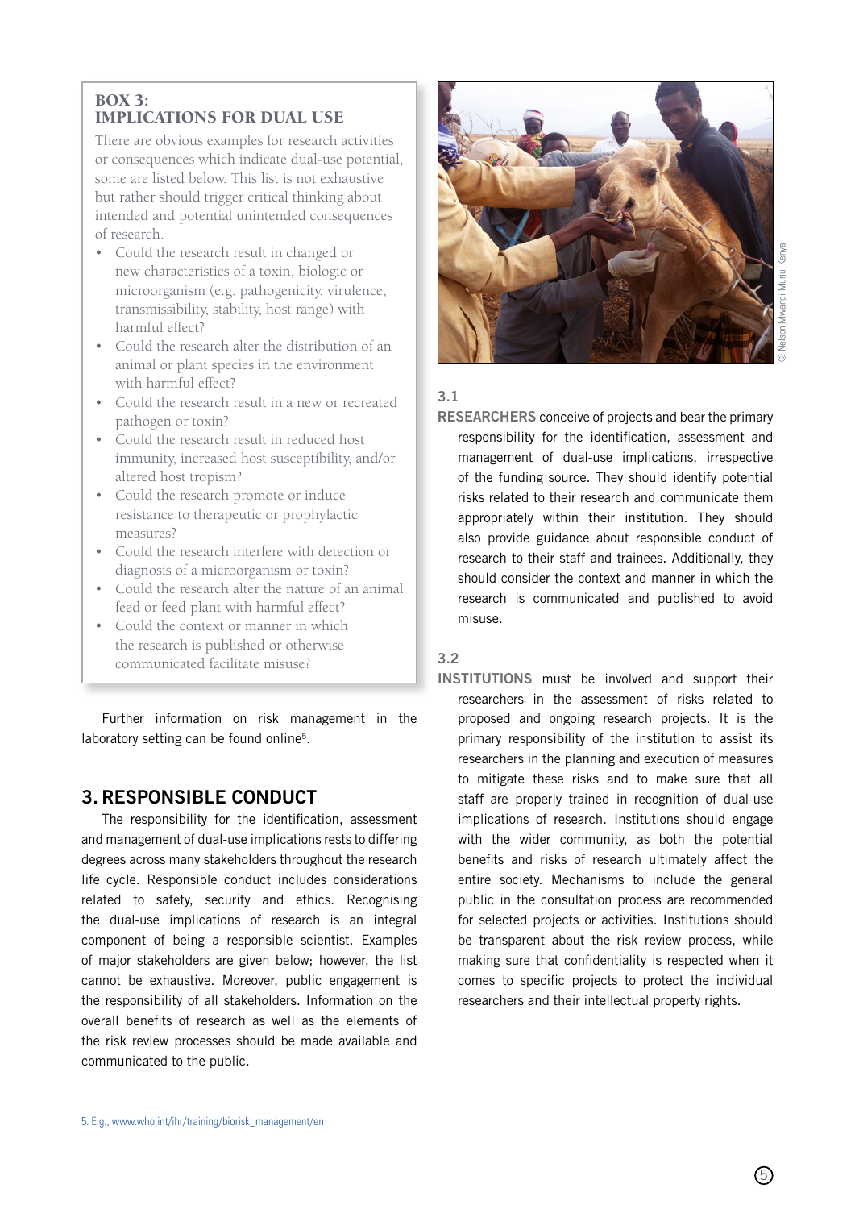**BOX 3:**
**IMPLICATIONS FOR DUAL USE**

There are obvious examples for research activities or consequences which indicate dual-use potential, some are listed below. This list is not exhaustive but rather should trigger critical thinking about intended and potential unintended consequences of research.

- Could the research result in changed or new characteristics of a toxin, biologic or microorganism (e.g. pathogenicity, virulence, transmissibility, stability, host range) with harmful effect?
- Could the research alter the distribution of an animal or plant species in the environment with harmful effect?
- Could the research result in a new or recreated pathogen or toxin?
- Could the research result in reduced host immunity, increased host susceptibility, and/or altered host tropism?
- Could the research promote or induce resistance to therapeutic or prophylactic measures?
- Could the research interfere with detection or diagnosis of a microorganism or toxin?
- Could the research alter the nature of an animal feed or feed plant with harmful effect?
- Could the context or manner in which the research is published or otherwise communicated facilitate misuse?

Further information on risk management in the laboratory setting can be found online[5].

## 3. RESPONSIBLE CONDUCT

The responsibility for the identification, assessment and management of dual-use implications rests to differing degrees across many stakeholders throughout the research life cycle. Responsible conduct includes considerations related to safety, security and ethics. Recognising the dual-use implications of research is an integral component of being a responsible scientist. Examples of major stakeholders are given below; however, the list cannot be exhaustive. Moreover, public engagement is the responsibility of all stakeholders. Information on the overall benefits of research as well as the elements of the risk review processes should be made available and communicated to the public.

© Nelson Mwangi Muriu, Kenya

### 3.1

**RESEARCHERS** conceive of projects and bear the primary responsibility for the identification, assessment and management of dual-use implications, irrespective of the funding source. They should identify potential risks related to their research and communicate them appropriately within their institution. They should also provide guidance about responsible conduct of research to their staff and trainees. Additionally, they should consider the context and manner in which the research is communicated and published to avoid misuse.

### 3.2

**INSTITUTIONS** must be involved and support their researchers in the assessment of risks related to proposed and ongoing research projects. It is the primary responsibility of the institution to assist its researchers in the planning and execution of measures to mitigate these risks and to make sure that all staff are properly trained in recognition of dual-use implications of research. Institutions should engage with the wider community, as both the potential benefits and risks of research ultimately affect the entire society. Mechanisms to include the general public in the consultation process are recommended for selected projects or activities. Institutions should be transparent about the risk review process, while making sure that confidentiality is respected when it comes to specific projects to protect the individual researchers and their intellectual property rights.

5. E.g., www.who.int/ihr/training/biorisk_management/en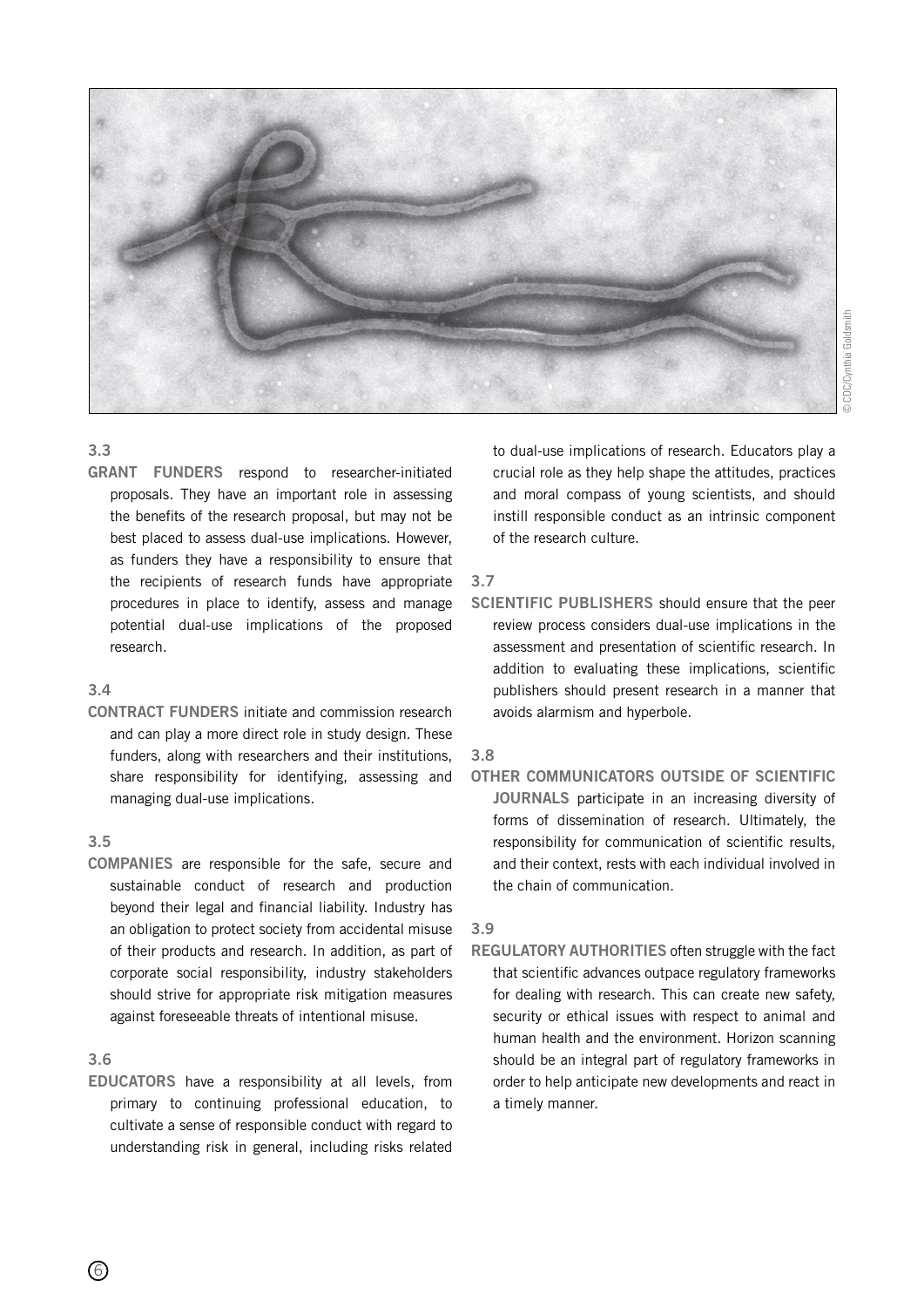© CDC/Cynthia Goldsmith

### 3.3

**GRANT FUNDERS** respond to researcher-initiated proposals. They have an important role in assessing the benefits of the research proposal, but may not be best placed to assess dual-use implications. However, as funders they have a responsibility to ensure that the recipients of research funds have appropriate procedures in place to identify, assess and manage potential dual-use implications of the proposed research.

### 3.4

**CONTRACT FUNDERS** initiate and commission research and can play a more direct role in study design. These funders, along with researchers and their institutions, share responsibility for identifying, assessing and managing dual-use implications.

### 3.5

**COMPANIES** are responsible for the safe, secure and sustainable conduct of research and production beyond their legal and financial liability. Industry has an obligation to protect society from accidental misuse of their products and research. In addition, as part of corporate social responsibility, industry stakeholders should strive for appropriate risk mitigation measures against foreseeable threats of intentional misuse.

### 3.6

**EDUCATORS** have a responsibility at all levels, from primary to continuing professional education, to cultivate a sense of responsible conduct with regard to understanding risk in general, including risks related to dual-use implications of research. Educators play a crucial role as they help shape the attitudes, practices and moral compass of young scientists, and should instill responsible conduct as an intrinsic component of the research culture.

### 3.7

**SCIENTIFIC PUBLISHERS** should ensure that the peer review process considers dual-use implications in the assessment and presentation of scientific research. In addition to evaluating these implications, scientific publishers should present research in a manner that avoids alarmism and hyperbole.

### 3.8

**OTHER COMMUNICATORS OUTSIDE OF SCIENTIFIC JOURNALS** participate in an increasing diversity of forms of dissemination of research. Ultimately, the responsibility for communication of scientific results, and their context, rests with each individual involved in the chain of communication.

### 3.9

**REGULATORY AUTHORITIES** often struggle with the fact that scientific advances outpace regulatory frameworks for dealing with research. This can create new safety, security or ethical issues with respect to animal and human health and the environment. Horizon scanning should be an integral part of regulatory frameworks in order to help anticipate new developments and react in a timely manner.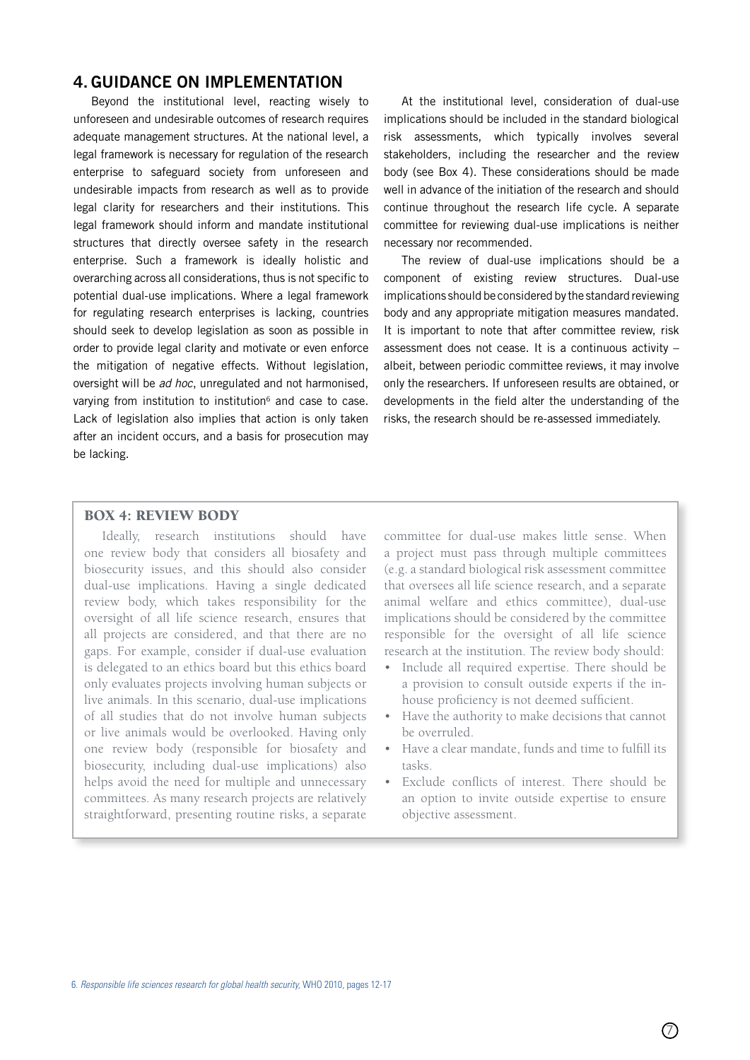## 4. GUIDANCE ON IMPLEMENTATION

Beyond the institutional level, reacting wisely to unforeseen and undesirable outcomes of research requires adequate management structures. At the national level, a legal framework is necessary for regulation of the research enterprise to safeguard society from unforeseen and undesirable impacts from research as well as to provide legal clarity for researchers and their institutions. This legal framework should inform and mandate institutional structures that directly oversee safety in the research enterprise. Such a framework is ideally holistic and overarching across all considerations, thus is not specific to potential dual-use implications. Where a legal framework for regulating research enterprises is lacking, countries should seek to develop legislation as soon as possible in order to provide legal clarity and motivate or even enforce the mitigation of negative effects. Without legislation, oversight will be *ad hoc*, unregulated and not harmonised, varying from institution to institution[6] and case to case. Lack of legislation also implies that action is only taken after an incident occurs, and a basis for prosecution may be lacking.

At the institutional level, consideration of dual-use implications should be included in the standard biological risk assessments, which typically involves several stakeholders, including the researcher and the review body (see Box 4). These considerations should be made well in advance of the initiation of the research and should continue throughout the research life cycle. A separate committee for reviewing dual-use implications is neither necessary nor recommended.

The review of dual-use implications should be a component of existing review structures. Dual-use implications should be considered by the standard reviewing body and any appropriate mitigation measures mandated. It is important to note that after committee review, risk assessment does not cease. It is a continuous activity – albeit, between periodic committee reviews, it may involve only the researchers. If unforeseen results are obtained, or developments in the field alter the understanding of the risks, the research should be re-assessed immediately.

### BOX 4: REVIEW BODY

Ideally, research institutions should have one review body that considers all biosafety and biosecurity issues, and this should also consider dual-use implications. Having a single dedicated review body, which takes responsibility for the oversight of all life science research, ensures that all projects are considered, and that there are no gaps. For example, consider if dual-use evaluation is delegated to an ethics board but this ethics board only evaluates projects involving human subjects or live animals. In this scenario, dual-use implications of all studies that do not involve human subjects or live animals would be overlooked. Having only one review body (responsible for biosafety and biosecurity, including dual-use implications) also helps avoid the need for multiple and unnecessary committees. As many research projects are relatively straightforward, presenting routine risks, a separate committee for dual-use makes little sense. When a project must pass through multiple committees (e.g. a standard biological risk assessment committee that oversees all life science research, and a separate animal welfare and ethics committee), dual-use implications should be considered by the committee responsible for the oversight of all life science research at the institution. The review body should:

- Include all required expertise. There should be a provision to consult outside experts if the in-house proficiency is not deemed sufficient.
- Have the authority to make decisions that cannot be overruled.
- Have a clear mandate, funds and time to fulfill its tasks.
- Exclude conflicts of interest. There should be an option to invite outside expertise to ensure objective assessment.

6. *Responsible life sciences research for global health security,* WHO 2010, pages 12-17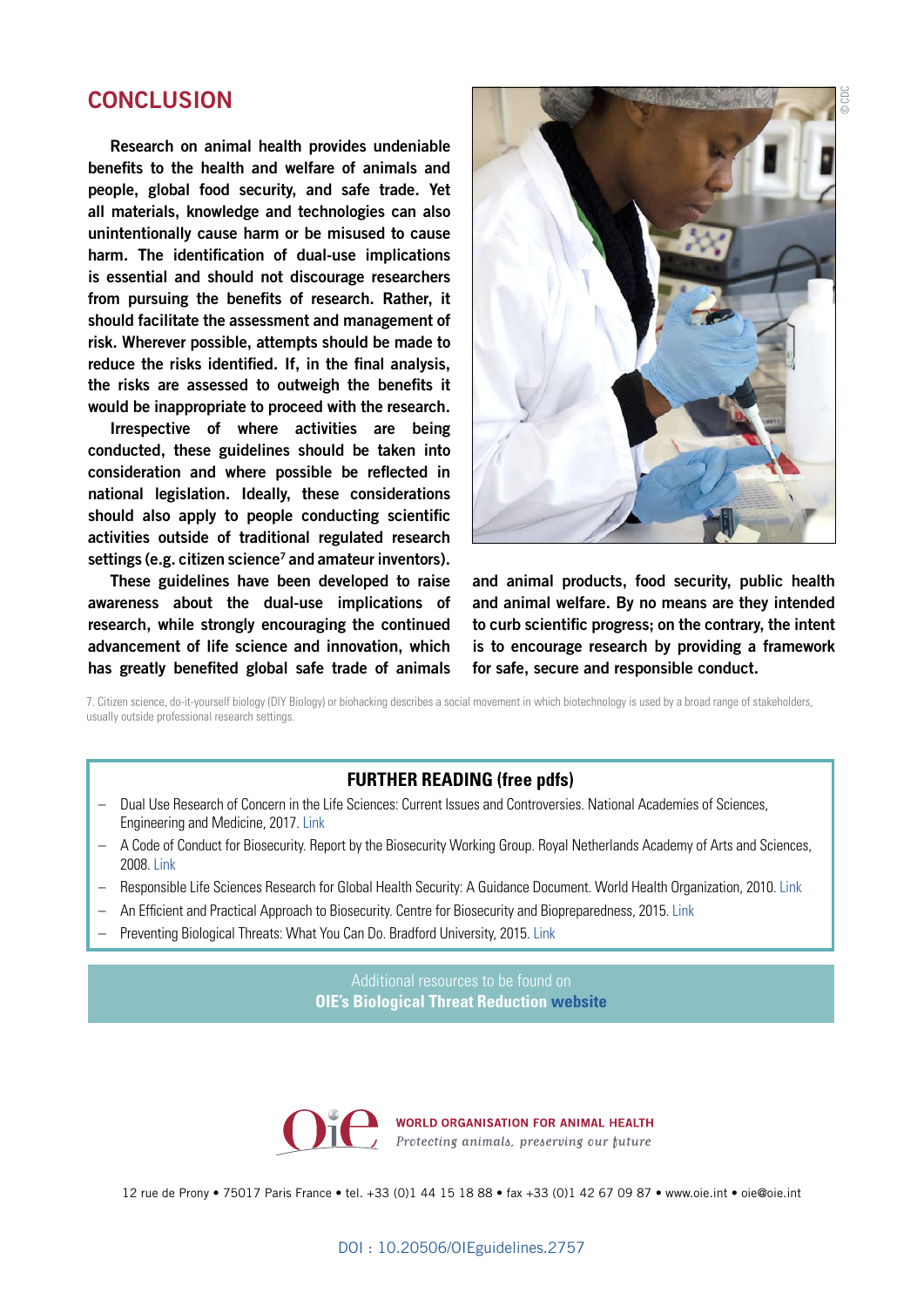## CONCLUSION

**Research on animal health provides undeniable benefits to the health and welfare of animals and people, global food security, and safe trade. Yet all materials, knowledge and technologies can also unintentionally cause harm or be misused to cause harm. The identification of dual-use implications is essential and should not discourage researchers from pursuing the benefits of research. Rather, it should facilitate the assessment and management of risk. Wherever possible, attempts should be made to reduce the risks identified. If, in the final analysis, the risks are assessed to outweigh the benefits it would be inappropriate to proceed with the research.**

**Irrespective of where activities are being conducted, these guidelines should be taken into consideration and where possible be reflected in national legislation. Ideally, these considerations should also apply to people conducting scientific activities outside of traditional regulated research settings (e.g. citizen science[7] and amateur inventors).**

**These guidelines have been developed to raise awareness about the dual-use implications of research, while strongly encouraging the continued advancement of life science and innovation, which has greatly benefited global safe trade of animals and animal products, food security, public health and animal welfare. By no means are they intended to curb scientific progress; on the contrary, the intent is to encourage research by providing a framework for safe, secure and responsible conduct.**

7. Citizen science, do-it-yourself biology (DIY Biology) or biohacking describes a social movement in which biotechnology is used by a broad range of stakeholders, usually outside professional research settings.

### FURTHER READING (free pdfs)

- Dual Use Research of Concern in the Life Sciences: Current Issues and Controversies. National Academies of Sciences, Engineering and Medicine, 2017. Link
- A Code of Conduct for Biosecurity. Report by the Biosecurity Working Group. Royal Netherlands Academy of Arts and Sciences, 2008. Link
- Responsible Life Sciences Research for Global Health Security: A Guidance Document. World Health Organization, 2010. Link
- An Efficient and Practical Approach to Biosecurity. Centre for Biosecurity and Biopreparedness, 2015. Link
- Preventing Biological Threats: What You Can Do. Bradford University, 2015. Link

Additional resources to be found on
**OIE's Biological Threat Reduction website**

WORLD ORGANISATION FOR ANIMAL HEALTH
*Protecting animals, preserving our future*

12 rue de Prony • 75017 Paris France • tel. +33 (0)1 44 15 18 88 • fax +33 (0)1 42 67 09 87 • www.oie.int • oie@oie.int

DOI : 10.20506/OIEguidelines.2757